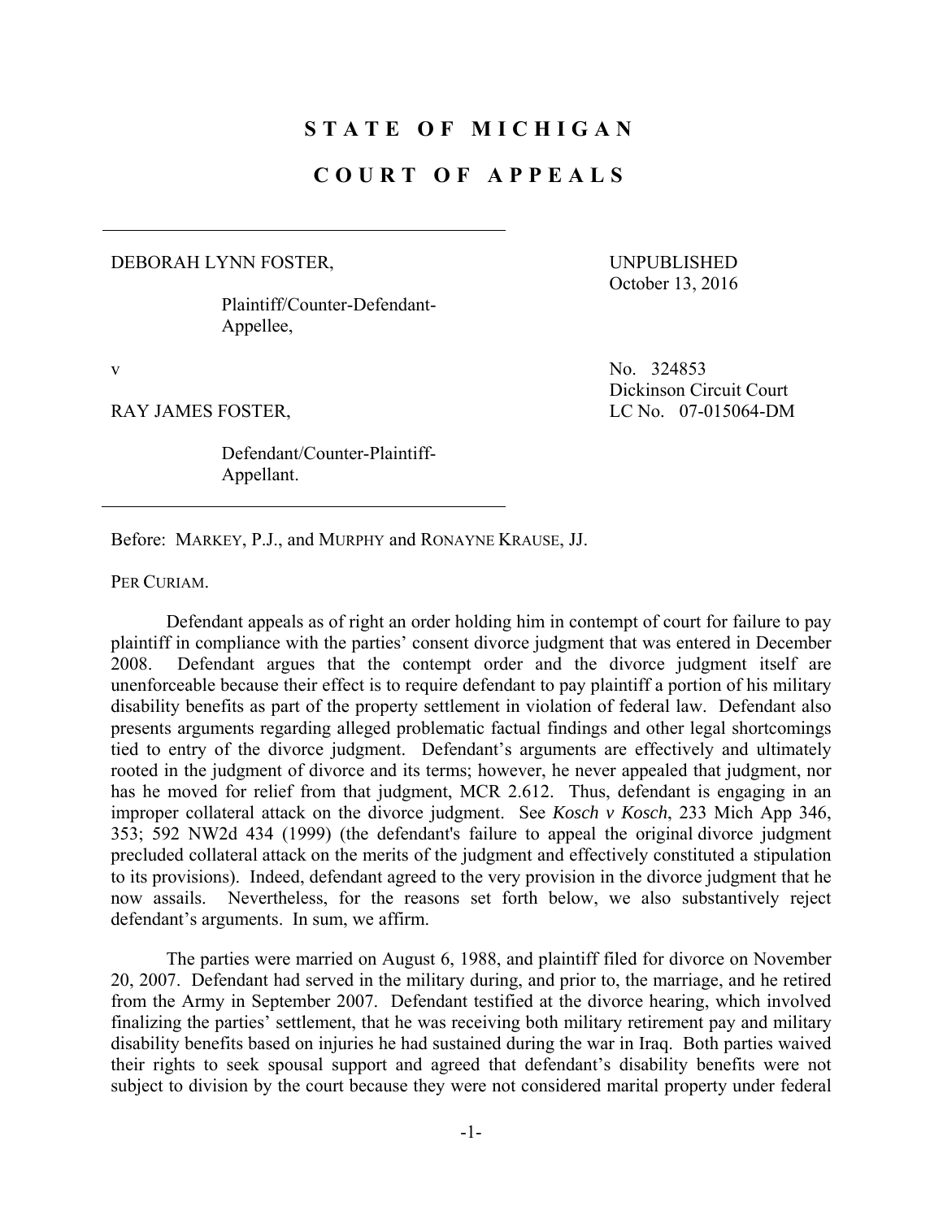# STATE OF MICHIGAN

# COURT OF APPEALS

DEBORAH LYNN FOSTER,

Plaintiff/Counter-Defendant-Appellee,

UNPUBLISHED
October 13, 2016

v

No. 324853
Dickinson Circuit Court
LC No. 07-015064-DM

RAY JAMES FOSTER,

Defendant/Counter-Plaintiff-Appellant.

Before: MARKEY, P.J., and MURPHY and RONAYNE KRAUSE, JJ.

PER CURIAM.

Defendant appeals as of right an order holding him in contempt of court for failure to pay plaintiff in compliance with the parties' consent divorce judgment that was entered in December 2008. Defendant argues that the contempt order and the divorce judgment itself are unenforceable because their effect is to require defendant to pay plaintiff a portion of his military disability benefits as part of the property settlement in violation of federal law. Defendant also presents arguments regarding alleged problematic factual findings and other legal shortcomings tied to entry of the divorce judgment. Defendant's arguments are effectively and ultimately rooted in the judgment of divorce and its terms; however, he never appealed that judgment, nor has he moved for relief from that judgment, MCR 2.612. Thus, defendant is engaging in an improper collateral attack on the divorce judgment. See *Kosch v Kosch*, 233 Mich App 346, 353; 592 NW2d 434 (1999) (the defendant's failure to appeal the original divorce judgment precluded collateral attack on the merits of the judgment and effectively constituted a stipulation to its provisions). Indeed, defendant agreed to the very provision in the divorce judgment that he now assails. Nevertheless, for the reasons set forth below, we also substantively reject defendant's arguments. In sum, we affirm.

The parties were married on August 6, 1988, and plaintiff filed for divorce on November 20, 2007. Defendant had served in the military during, and prior to, the marriage, and he retired from the Army in September 2007. Defendant testified at the divorce hearing, which involved finalizing the parties' settlement, that he was receiving both military retirement pay and military disability benefits based on injuries he had sustained during the war in Iraq. Both parties waived their rights to seek spousal support and agreed that defendant's disability benefits were not subject to division by the court because they were not considered marital property under federal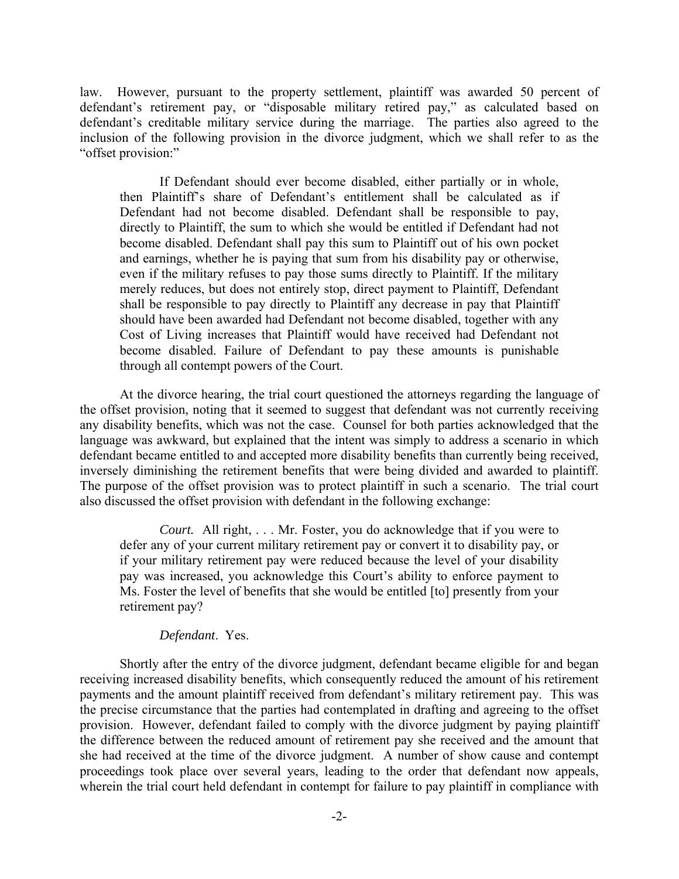law. However, pursuant to the property settlement, plaintiff was awarded 50 percent of defendant's retirement pay, or "disposable military retired pay," as calculated based on defendant's creditable military service during the marriage. The parties also agreed to the inclusion of the following provision in the divorce judgment, which we shall refer to as the "offset provision:"

> If Defendant should ever become disabled, either partially or in whole, then Plaintiff's share of Defendant's entitlement shall be calculated as if Defendant had not become disabled. Defendant shall be responsible to pay, directly to Plaintiff, the sum to which she would be entitled if Defendant had not become disabled. Defendant shall pay this sum to Plaintiff out of his own pocket and earnings, whether he is paying that sum from his disability pay or otherwise, even if the military refuses to pay those sums directly to Plaintiff. If the military merely reduces, but does not entirely stop, direct payment to Plaintiff, Defendant shall be responsible to pay directly to Plaintiff any decrease in pay that Plaintiff should have been awarded had Defendant not become disabled, together with any Cost of Living increases that Plaintiff would have received had Defendant not become disabled. Failure of Defendant to pay these amounts is punishable through all contempt powers of the Court.

At the divorce hearing, the trial court questioned the attorneys regarding the language of the offset provision, noting that it seemed to suggest that defendant was not currently receiving any disability benefits, which was not the case. Counsel for both parties acknowledged that the language was awkward, but explained that the intent was simply to address a scenario in which defendant became entitled to and accepted more disability benefits than currently being received, inversely diminishing the retirement benefits that were being divided and awarded to plaintiff. The purpose of the offset provision was to protect plaintiff in such a scenario. The trial court also discussed the offset provision with defendant in the following exchange:

> *Court.* All right, . . . Mr. Foster, you do acknowledge that if you were to defer any of your current military retirement pay or convert it to disability pay, or if your military retirement pay were reduced because the level of your disability pay was increased, you acknowledge this Court's ability to enforce payment to Ms. Foster the level of benefits that she would be entitled [to] presently from your retirement pay?
>
> *Defendant*. Yes.

Shortly after the entry of the divorce judgment, defendant became eligible for and began receiving increased disability benefits, which consequently reduced the amount of his retirement payments and the amount plaintiff received from defendant's military retirement pay. This was the precise circumstance that the parties had contemplated in drafting and agreeing to the offset provision. However, defendant failed to comply with the divorce judgment by paying plaintiff the difference between the reduced amount of retirement pay she received and the amount that she had received at the time of the divorce judgment. A number of show cause and contempt proceedings took place over several years, leading to the order that defendant now appeals, wherein the trial court held defendant in contempt for failure to pay plaintiff in compliance with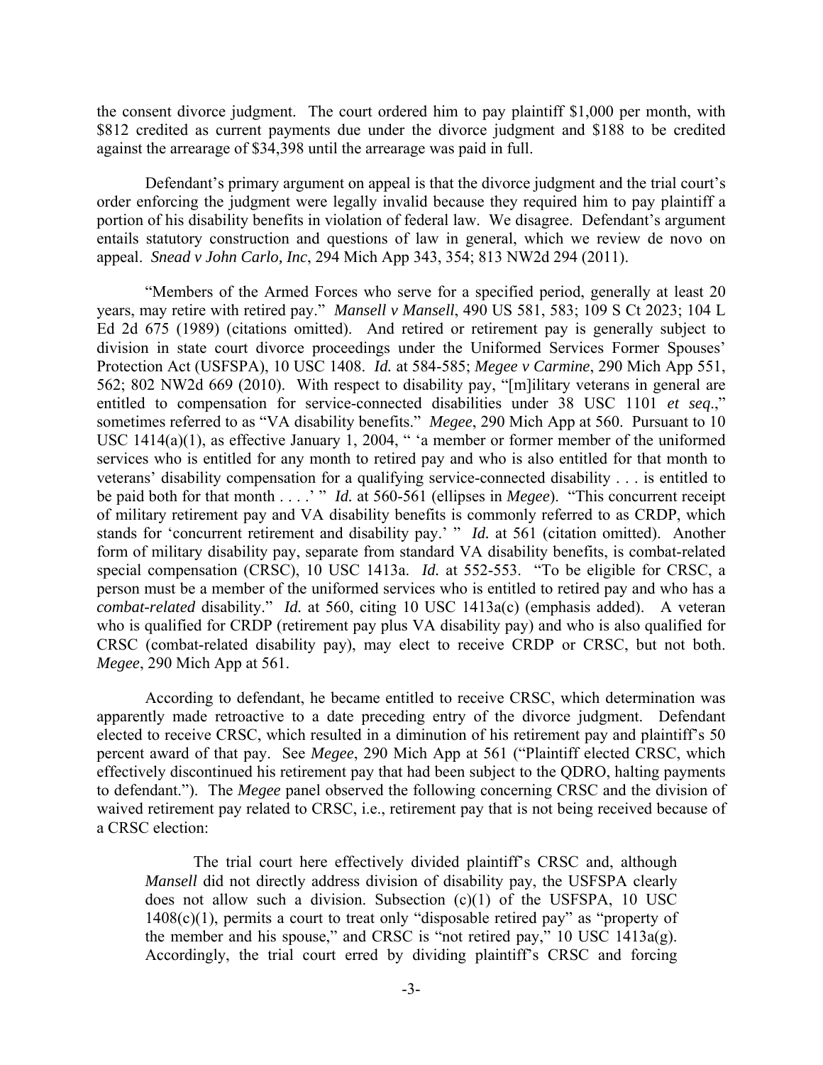the consent divorce judgment. The court ordered him to pay plaintiff $1,000 per month, with $812 credited as current payments due under the divorce judgment and $188 to be credited against the arrearage of $34,398 until the arrearage was paid in full.

Defendant's primary argument on appeal is that the divorce judgment and the trial court's order enforcing the judgment were legally invalid because they required him to pay plaintiff a portion of his disability benefits in violation of federal law. We disagree. Defendant's argument entails statutory construction and questions of law in general, which we review de novo on appeal. *Snead v John Carlo, Inc*, 294 Mich App 343, 354; 813 NW2d 294 (2011).

"Members of the Armed Forces who serve for a specified period, generally at least 20 years, may retire with retired pay." *Mansell v Mansell*, 490 US 581, 583; 109 S Ct 2023; 104 L Ed 2d 675 (1989) (citations omitted). And retired or retirement pay is generally subject to division in state court divorce proceedings under the Uniformed Services Former Spouses' Protection Act (USFSPA), 10 USC 1408. *Id.* at 584-585; *Megee v Carmine*, 290 Mich App 551, 562; 802 NW2d 669 (2010). With respect to disability pay, "[m]ilitary veterans in general are entitled to compensation for service-connected disabilities under 38 USC 1101 *et seq*.," sometimes referred to as "VA disability benefits." *Megee*, 290 Mich App at 560. Pursuant to 10 USC 1414(a)(1), as effective January 1, 2004, " 'a member or former member of the uniformed services who is entitled for any month to retired pay and who is also entitled for that month to veterans' disability compensation for a qualifying service-connected disability . . . is entitled to be paid both for that month . . . .' " *Id.* at 560-561 (ellipses in *Megee*). "This concurrent receipt of military retirement pay and VA disability benefits is commonly referred to as CRDP, which stands for 'concurrent retirement and disability pay.' " *Id.* at 561 (citation omitted). Another form of military disability pay, separate from standard VA disability benefits, is combat-related special compensation (CRSC), 10 USC 1413a. *Id.* at 552-553. "To be eligible for CRSC, a person must be a member of the uniformed services who is entitled to retired pay and who has a *combat-related* disability." *Id.* at 560, citing 10 USC 1413a(c) (emphasis added). A veteran who is qualified for CRDP (retirement pay plus VA disability pay) and who is also qualified for CRSC (combat-related disability pay), may elect to receive CRDP or CRSC, but not both. *Megee*, 290 Mich App at 561.

According to defendant, he became entitled to receive CRSC, which determination was apparently made retroactive to a date preceding entry of the divorce judgment. Defendant elected to receive CRSC, which resulted in a diminution of his retirement pay and plaintiff's 50 percent award of that pay. See *Megee*, 290 Mich App at 561 ("Plaintiff elected CRSC, which effectively discontinued his retirement pay that had been subject to the QDRO, halting payments to defendant."). The *Megee* panel observed the following concerning CRSC and the division of waived retirement pay related to CRSC, i.e., retirement pay that is not being received because of a CRSC election:

> The trial court here effectively divided plaintiff's CRSC and, although *Mansell* did not directly address division of disability pay, the USFSPA clearly does not allow such a division. Subsection (c)(1) of the USFSPA, 10 USC 1408(c)(1), permits a court to treat only "disposable retired pay" as "property of the member and his spouse," and CRSC is "not retired pay," 10 USC 1413a(g). Accordingly, the trial court erred by dividing plaintiff's CRSC and forcing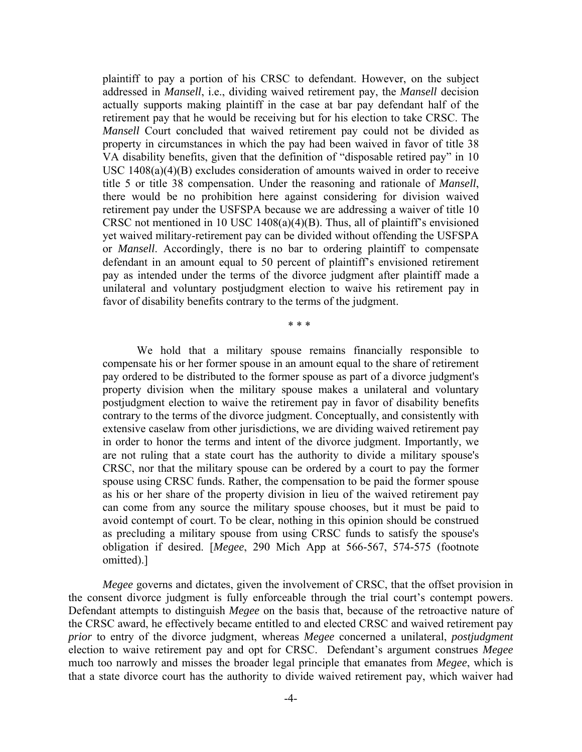> plaintiff to pay a portion of his CRSC to defendant. However, on the subject addressed in *Mansell*, i.e., dividing waived retirement pay, the *Mansell* decision actually supports making plaintiff in the case at bar pay defendant half of the retirement pay that he would be receiving but for his election to take CRSC. The *Mansell* Court concluded that waived retirement pay could not be divided as property in circumstances in which the pay had been waived in favor of title 38 VA disability benefits, given that the definition of "disposable retired pay" in 10 USC 1408(a)(4)(B) excludes consideration of amounts waived in order to receive title 5 or title 38 compensation. Under the reasoning and rationale of *Mansell*, there would be no prohibition here against considering for division waived retirement pay under the USFSPA because we are addressing a waiver of title 10 CRSC not mentioned in 10 USC 1408(a)(4)(B). Thus, all of plaintiff's envisioned yet waived military-retirement pay can be divided without offending the USFSPA or *Mansell*. Accordingly, there is no bar to ordering plaintiff to compensate defendant in an amount equal to 50 percent of plaintiff's envisioned retirement pay as intended under the terms of the divorce judgment after plaintiff made a unilateral and voluntary postjudgment election to waive his retirement pay in favor of disability benefits contrary to the terms of the judgment.
>
> \* \* \*
>
> We hold that a military spouse remains financially responsible to compensate his or her former spouse in an amount equal to the share of retirement pay ordered to be distributed to the former spouse as part of a divorce judgment's property division when the military spouse makes a unilateral and voluntary postjudgment election to waive the retirement pay in favor of disability benefits contrary to the terms of the divorce judgment. Conceptually, and consistently with extensive caselaw from other jurisdictions, we are dividing waived retirement pay in order to honor the terms and intent of the divorce judgment. Importantly, we are not ruling that a state court has the authority to divide a military spouse's CRSC, nor that the military spouse can be ordered by a court to pay the former spouse using CRSC funds. Rather, the compensation to be paid the former spouse as his or her share of the property division in lieu of the waived retirement pay can come from any source the military spouse chooses, but it must be paid to avoid contempt of court. To be clear, nothing in this opinion should be construed as precluding a military spouse from using CRSC funds to satisfy the spouse's obligation if desired. [*Megee*, 290 Mich App at 566-567, 574-575 (footnote omitted).]

*Megee* governs and dictates, given the involvement of CRSC, that the offset provision in the consent divorce judgment is fully enforceable through the trial court's contempt powers. Defendant attempts to distinguish *Megee* on the basis that, because of the retroactive nature of the CRSC award, he effectively became entitled to and elected CRSC and waived retirement pay *prior* to entry of the divorce judgment, whereas *Megee* concerned a unilateral, *postjudgment* election to waive retirement pay and opt for CRSC. Defendant's argument construes *Megee* much too narrowly and misses the broader legal principle that emanates from *Megee*, which is that a state divorce court has the authority to divide waived retirement pay, which waiver had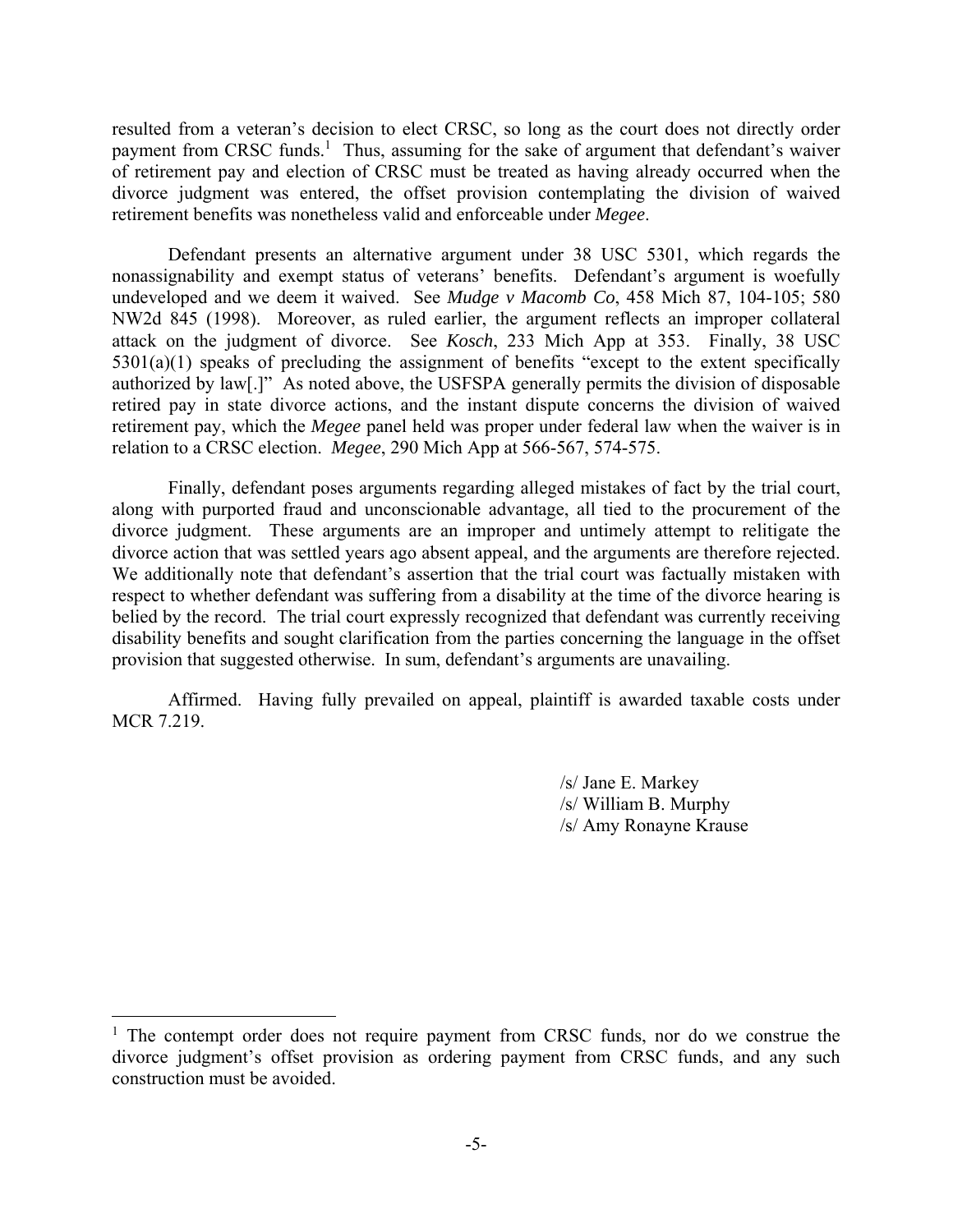resulted from a veteran's decision to elect CRSC, so long as the court does not directly order payment from CRSC funds.[1] Thus, assuming for the sake of argument that defendant's waiver of retirement pay and election of CRSC must be treated as having already occurred when the divorce judgment was entered, the offset provision contemplating the division of waived retirement benefits was nonetheless valid and enforceable under *Megee*.

Defendant presents an alternative argument under 38 USC 5301, which regards the nonassignability and exempt status of veterans' benefits. Defendant's argument is woefully undeveloped and we deem it waived. See *Mudge v Macomb Co*, 458 Mich 87, 104-105; 580 NW2d 845 (1998). Moreover, as ruled earlier, the argument reflects an improper collateral attack on the judgment of divorce. See *Kosch*, 233 Mich App at 353. Finally, 38 USC 5301(a)(1) speaks of precluding the assignment of benefits "except to the extent specifically authorized by law[.]" As noted above, the USFSPA generally permits the division of disposable retired pay in state divorce actions, and the instant dispute concerns the division of waived retirement pay, which the *Megee* panel held was proper under federal law when the waiver is in relation to a CRSC election. *Megee*, 290 Mich App at 566-567, 574-575.

Finally, defendant poses arguments regarding alleged mistakes of fact by the trial court, along with purported fraud and unconscionable advantage, all tied to the procurement of the divorce judgment. These arguments are an improper and untimely attempt to relitigate the divorce action that was settled years ago absent appeal, and the arguments are therefore rejected. We additionally note that defendant's assertion that the trial court was factually mistaken with respect to whether defendant was suffering from a disability at the time of the divorce hearing is belied by the record. The trial court expressly recognized that defendant was currently receiving disability benefits and sought clarification from the parties concerning the language in the offset provision that suggested otherwise. In sum, defendant's arguments are unavailing.

Affirmed. Having fully prevailed on appeal, plaintiff is awarded taxable costs under MCR 7.219.

/s/ Jane E. Markey
/s/ William B. Murphy
/s/ Amy Ronayne Krause

[1] The contempt order does not require payment from CRSC funds, nor do we construe the divorce judgment's offset provision as ordering payment from CRSC funds, and any such construction must be avoided.